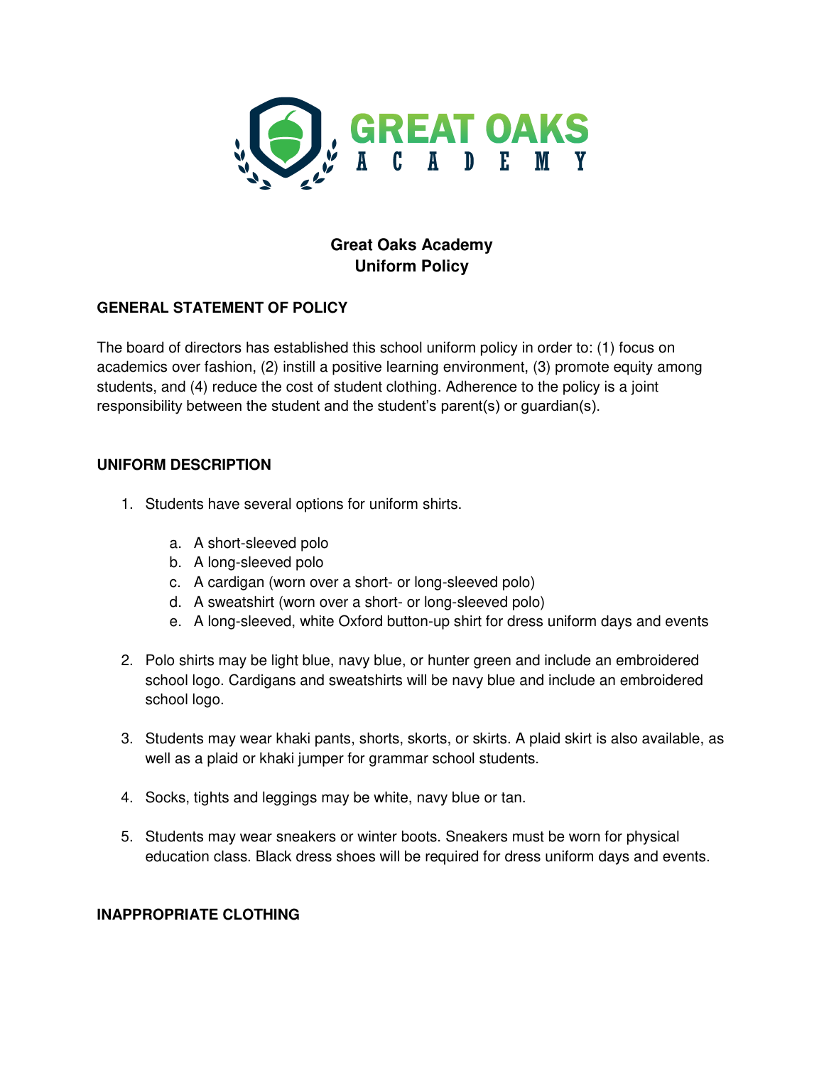# Great Oaks Academy
## Uniform Policy

### GENERAL STATEMENT OF POLICY

The board of directors has established this school uniform policy in order to: (1) focus on academics over fashion, (2) instill a positive learning environment, (3) promote equity among students, and (4) reduce the cost of student clothing. Adherence to the policy is a joint responsibility between the student and the student's parent(s) or guardian(s).

### UNIFORM DESCRIPTION

1. Students have several options for uniform shirts.

    a. A short-sleeved polo
    b. A long-sleeved polo
    c. A cardigan (worn over a short- or long-sleeved polo)
    d. A sweatshirt (worn over a short- or long-sleeved polo)
    e. A long-sleeved, white Oxford button-up shirt for dress uniform days and events

2. Polo shirts may be light blue, navy blue, or hunter green and include an embroidered school logo. Cardigans and sweatshirts will be navy blue and include an embroidered school logo.

3. Students may wear khaki pants, shorts, skorts, or skirts. A plaid skirt is also available, as well as a plaid or khaki jumper for grammar school students.

4. Socks, tights and leggings may be white, navy blue or tan.

5. Students may wear sneakers or winter boots. Sneakers must be worn for physical education class. Black dress shoes will be required for dress uniform days and events.

### INAPPROPRIATE CLOTHING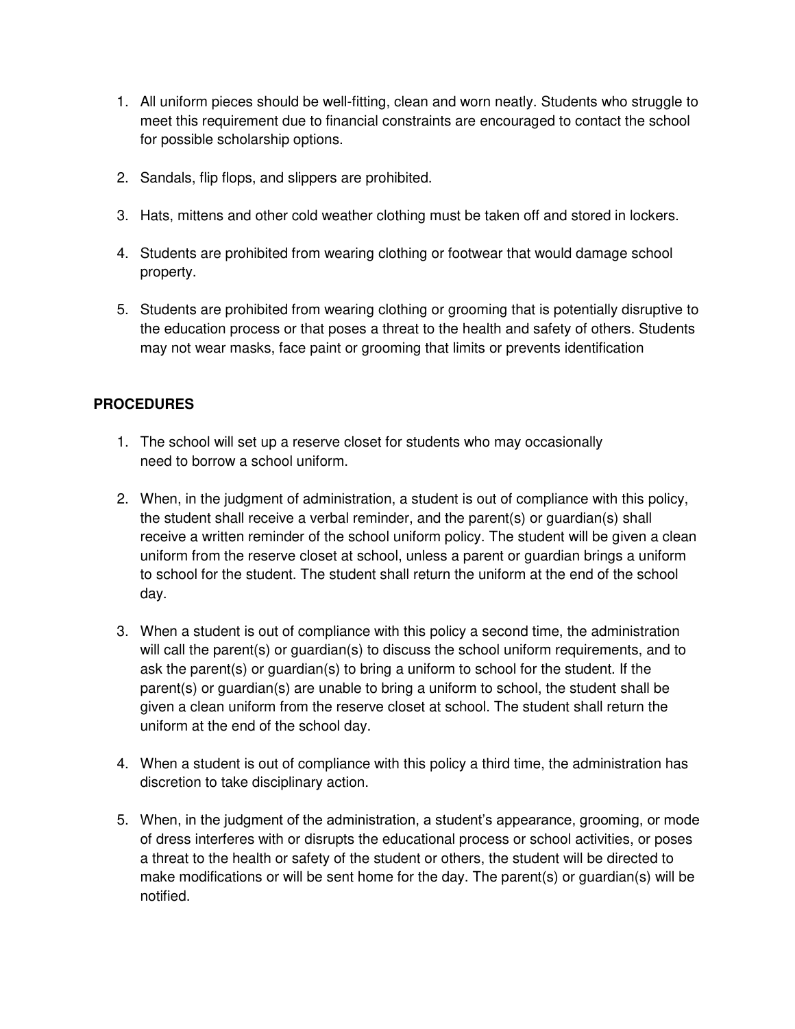1. All uniform pieces should be well-fitting, clean and worn neatly. Students who struggle to meet this requirement due to financial constraints are encouraged to contact the school for possible scholarship options.

2. Sandals, flip flops, and slippers are prohibited.

3. Hats, mittens and other cold weather clothing must be taken off and stored in lockers.

4. Students are prohibited from wearing clothing or footwear that would damage school property.

5. Students are prohibited from wearing clothing or grooming that is potentially disruptive to the education process or that poses a threat to the health and safety of others. Students may not wear masks, face paint or grooming that limits or prevents identification

**PROCEDURES**

1. The school will set up a reserve closet for students who may occasionally need to borrow a school uniform.

2. When, in the judgment of administration, a student is out of compliance with this policy, the student shall receive a verbal reminder, and the parent(s) or guardian(s) shall receive a written reminder of the school uniform policy. The student will be given a clean uniform from the reserve closet at school, unless a parent or guardian brings a uniform to school for the student. The student shall return the uniform at the end of the school day.

3. When a student is out of compliance with this policy a second time, the administration will call the parent(s) or guardian(s) to discuss the school uniform requirements, and to ask the parent(s) or guardian(s) to bring a uniform to school for the student. If the parent(s) or guardian(s) are unable to bring a uniform to school, the student shall be given a clean uniform from the reserve closet at school. The student shall return the uniform at the end of the school day.

4. When a student is out of compliance with this policy a third time, the administration has discretion to take disciplinary action.

5. When, in the judgment of the administration, a student's appearance, grooming, or mode of dress interferes with or disrupts the educational process or school activities, or poses a threat to the health or safety of the student or others, the student will be directed to make modifications or will be sent home for the day. The parent(s) or guardian(s) will be notified.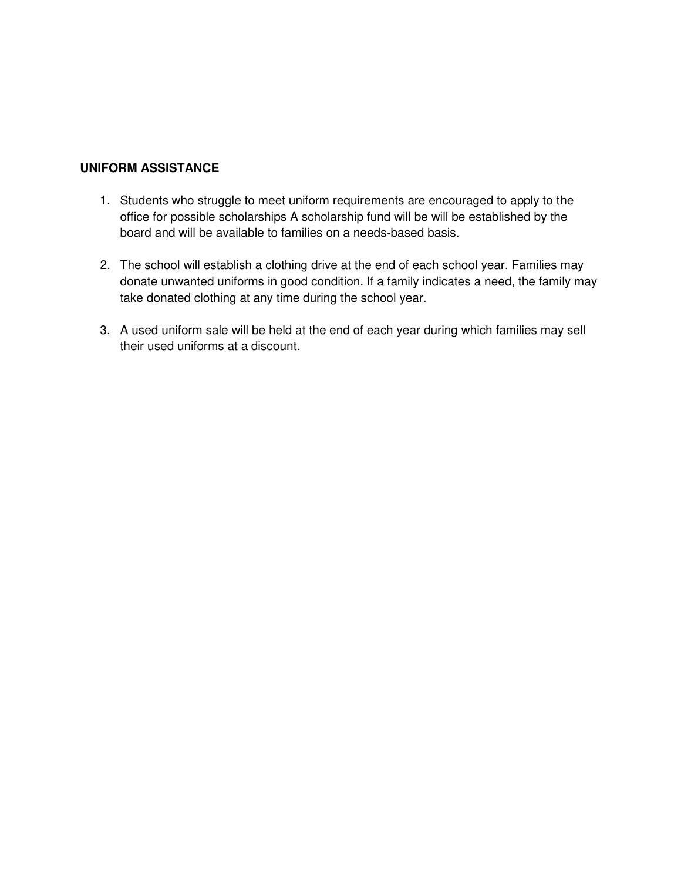**UNIFORM ASSISTANCE**

1. Students who struggle to meet uniform requirements are encouraged to apply to the office for possible scholarships A scholarship fund will be will be established by the board and will be available to families on a needs-based basis.

2. The school will establish a clothing drive at the end of each school year. Families may donate unwanted uniforms in good condition. If a family indicates a need, the family may take donated clothing at any time during the school year.

3. A used uniform sale will be held at the end of each year during which families may sell their used uniforms at a discount.